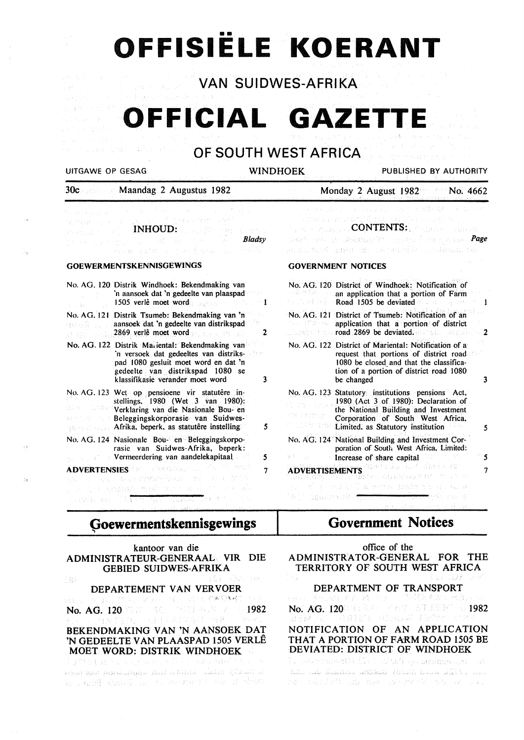# OFFISIËLE KOERANT

## VAN SUIDWES-AFRIKA

# OFFICIAL GAZETTE

## OF SOUTH WEST AFRICA

UITGAWE OP GESAG — WINDHOEK — PUBLISHED BY AUTHORITY

30c — Maandag 2 Augustus 1982 — Monday 2 August 1982 — No. 4662

### INHOUD:

| | | Bladsy |
|---|---|---|
| **GOEWERMENTSKENNISGEWINGS** | | |
| No. AG. 120 | Distrik Windhoek: Bekendmaking van 'n aansoek dat 'n gedeelte van plaaspad 1505 verlê moet word | 1 |
| No. AG. 121 | Distrik Tsumeb: Bekendmaking van 'n aansoek dat 'n gedeelte van distrikspad 2869 verlê moet word | 2 |
| No. AG. 122 | Distrik Mariental: Bekendmaking van 'n versoek dat gedeeltes van distrikspad 1080 gesluit moet word en dat 'n gedeelte van distrikspad 1080 se klassifikasie verander moet word | 3 |
| No. AG. 123 | Wet op pensioene vir statutêre instellings, 1980 (Wet 3 van 1980): Verklaring van die Nasionale Bou- en Beleggingskorporasie van Suidwes-Afrika, beperk, as statutêre instelling | 5 |
| No. AG. 124 | Nasionale Bou- en Beleggingskorporasie van Suidwes-Afrika, beperk: Vermeerdering van aandelekapitaal | 5 |
| **ADVERTENSIES** | | 7 |

### CONTENTS:

| | | Page |
|---|---|---|
| **GOVERNMENT NOTICES** | | |
| No. AG. 120 | District of Windhoek: Notification of an application that a portion of Farm Road 1505 be deviated | 1 |
| No. AG. 121 | District of Tsumeb: Notification of an application that a portion of district road 2869 be deviated. | 2 |
| No. AG. 122 | District of Mariental: Notification of a request that portions of district road 1080 be closed and that the classification of a portion of district road 1080 be changed | 3 |
| No. AG. 123 | Statutory institutions pensions Act, 1980 (Act 3 of 1980): Declaration of the National Building and Investment Corporation of South West Africa, Limited, as Statutory institution | 5 |
| No. AG. 124 | National Building and Investment Corporation of South West Africa, Limited: Increase of share capital | 5 |
| **ADVERTISEMENTS** | | 7 |

## Goewermentskennisgewings

kantoor van die
ADMINISTRATEUR-GENERAAL VIR DIE GEBIED SUIDWES-AFRIKA

DEPARTEMENT VAN VERVOER

No. AG. 120 — 1982

### BEKENDMAKING VAN 'N AANSOEK DAT 'N GEDEELTE VAN PLAASPAD 1505 VERLÊ MOET WORD: DISTRIK WINDHOEK

## Government Notices

office of the
ADMINISTRATOR-GENERAL FOR THE TERRITORY OF SOUTH WEST AFRICA

DEPARTMENT OF TRANSPORT

No. AG. 120 — 1982

### NOTIFICATION OF AN APPLICATION THAT A PORTION OF FARM ROAD 1505 BE DEVIATED: DISTRICT OF WINDHOEK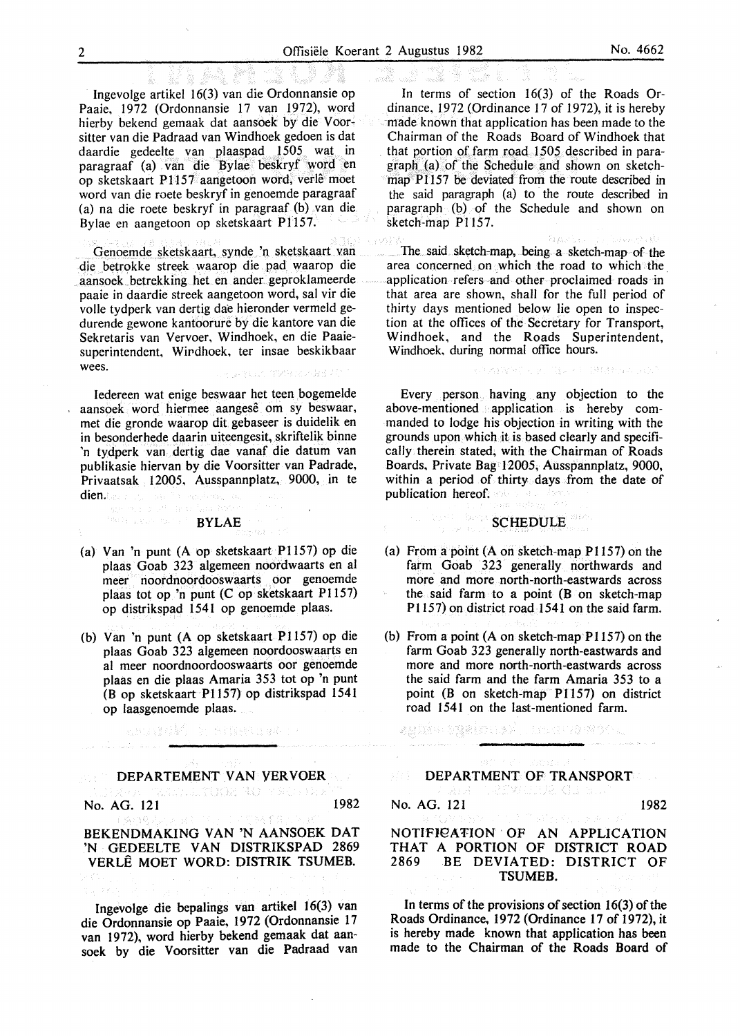Ingevolge artikel 16(3) van die Ordonnansie op Paaie, 1972 (Ordonnansie 17 van 1972), word hierby bekend gemaak dat aansoek by die Voorsitter van die Padraad van Windhoek gedoen is dat daardie gedeelte van plaaspad 1505 wat in paragraaf (a) van die Bylae beskryf word en op sketskaart P1157 aangetoon word, verlê moet word van die roete beskryf in genoemde paragraaf (a) na die roete beskryf in paragraaf (b) van die Bylae en aangetoon op sketskaart P1157.

Genoemde sketskaart, synde 'n sketskaart van die betrokke streek waarop die pad waarop die aansoek betrekking het en ander geproklameerde paaie in daardie streek aangetoon word, sal vir die volle tydperk van dertig dae hieronder vermeld gedurende gewone kantoorure by die kantore van die Sekretaris van Vervoer, Windhoek, en die Paaie-superintendent, Windhoek, ter insae beskikbaar wees.

Iedereen wat enige beswaar het teen bogemelde aansoek word hiermee aangesê om sy beswaar, met die gronde waarop dit gebaseer is duidelik en in besonderhede daarin uiteengesit, skriftelik binne 'n tydperk van dertig dae vanaf die datum van publikasie hiervan by die Voorsitter van Padrade, Privaatsak 12005, Ausspannplatz, 9000, in te dien.

BYLAE

(a) Van 'n punt (A op sketskaart P1157) op die plaas Goab 323 algemeen noordwaarts en al meer noordnoordooswaarts oor genoemde plaas tot op 'n punt (C op sketskaart P1157) op distrikspad 1541 op genoemde plaas.

(b) Van 'n punt (A op sketskaart P1157) op die plaas Goab 323 algemeen noordooswaarts en al meer noordnoordooswaarts oor genoemde plaas en die plaas Amaria 353 tot op 'n punt (B op sketskaart P1157) op distrikspad 1541 op laasgenoemde plaas.

In terms of section 16(3) of the Roads Ordinance, 1972 (Ordinance 17 of 1972), it is hereby made known that application has been made to the Chairman of the Roads Board of Windhoek that that portion of farm road 1505 described in paragraph (a) of the Schedule and shown on sketch-map P1157 be deviated from the route described in the said paragraph (a) to the route described in paragraph (b) of the Schedule and shown on sketch-map P1157.

The said sketch-map, being a sketch-map of the area concerned on which the road to which the application refers and other proclaimed roads in that area are shown, shall for the full period of thirty days mentioned below lie open to inspection at the offices of the Secretary for Transport, Windhoek, and the Roads Superintendent, Windhoek, during normal office hours.

Every person having any objection to the above-mentioned application is hereby commanded to lodge his objection in writing with the grounds upon which it is based clearly and specifically therein stated, with the Chairman of Roads Boards, Private Bag 12005, Ausspannplatz, 9000, within a period of thirty days from the date of publication hereof.

SCHEDULE

(a) From a point (A on sketch-map P1157) on the farm Goab 323 generally northwards and more and more north-north-eastwards across the said farm to a point (B on sketch-map P1157) on district road 1541 on the said farm.

(b) From a point (A on sketch-map P1157) on the farm Goab 323 generally north-eastwards and more and more north-north-eastwards across the said farm and the farm Amaria 353 to a point (B on sketch-map P1157) on district road 1541 on the last-mentioned farm.

---

## DEPARTEMENT VAN VERVOER

No. AG. 121 1982

### BEKENDMAKING VAN 'N AANSOEK DAT 'N GEDEELTE VAN DISTRIKSPAD 2869 VERLÊ MOET WORD: DISTRIK TSUMEB.

Ingevolge die bepalings van artikel 16(3) van die Ordonnansie op Paaie, 1972 (Ordonnansie 17 van 1972), word hierby bekend gemaak dat aansoek by die Voorsitter van die Padraad van

## DEPARTMENT OF TRANSPORT

No. AG. 121 1982

### NOTIFICATION OF AN APPLICATION THAT A PORTION OF DISTRICT ROAD 2869 BE DEVIATED: DISTRICT OF TSUMEB.

In terms of the provisions of section 16(3) of the Roads Ordinance, 1972 (Ordinance 17 of 1972), it is hereby made known that application has been made to the Chairman of the Roads Board of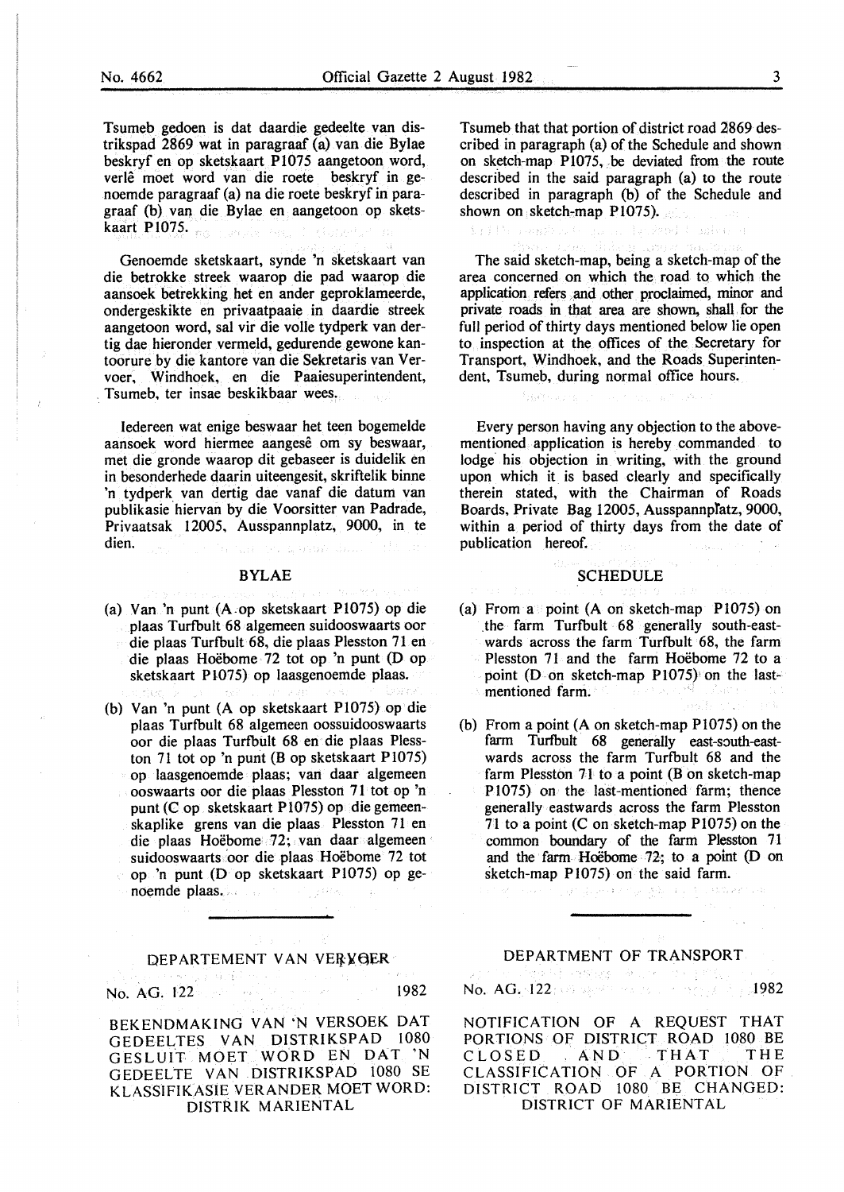Tsumeb gedoen is dat daardie gedeelte van distrikspad 2869 wat in paragraaf (a) van die Bylae beskryf en op sketskaart P1075 aangetoon word, verlê moet word van die roete beskryf in genoemde paragraaf (a) na die roete beskryf in paragraaf (b) van die Bylae en aangetoon op sketskaart P1075.

Genoemde sketskaart, synde 'n sketskaart van die betrokke streek waarop die pad waarop die aansoek betrekking het en ander geproklameerde, ondergeskikte en privaatpaaie in daardie streek aangetoon word, sal vir die volle tydperk van dertig dae hieronder vermeld, gedurende gewone kantoorure by die kantore van die Sekretaris van Vervoer, Windhoek, en die Paaiesuperintendent, Tsumeb, ter insae beskikbaar wees.

Iedereen wat enige beswaar het teen bogemelde aansoek word hiermee aangesê om sy beswaar, met die gronde waarop dit gebaseer is duidelik en in besonderhede daarin uiteengesit, skriftelik binne 'n tydperk van dertig dae vanaf die datum van publikasie hiervan by die Voorsitter van Padrade, Privaatsak 12005, Ausspannplatz, 9000, in te dien.

## BYLAE

(a) Van 'n punt (A op sketskaart P1075) op die plaas Turfbult 68 algemeen suidooswaarts oor die plaas Turfbult 68, die plaas Plesston 71 en die plaas Hoëbome 72 tot op 'n punt (D op sketskaart P1075) op laasgenoemde plaas.

(b) Van 'n punt (A op sketskaart P1075) op die plaas Turfbult 68 algemeen oossuidooswaarts oor die plaas Turfbult 68 en die plaas Plesston 71 tot op 'n punt (B op sketskaart P1075) op laasgenoemde plaas; van daar algemeen ooswaarts oor die plaas Plesston 71 tot op 'n punt (C op sketskaart P1075) op die gemeenskaplike grens van die plaas Plesston 71 en die plaas Hoëbome 72; van daar algemeen suidooswaarts oor die plaas Hoëbome 72 tot op 'n punt (D op sketskaart P1075) op genoemde plaas.

Tsumeb that that portion of district road 2869 described in paragraph (a) of the Schedule and shown on sketch-map P1075, be deviated from the route described in the said paragraph (a) to the route described in paragraph (b) of the Schedule and shown on sketch-map P1075).

The said sketch-map, being a sketch-map of the area concerned on which the road to which the application refers and other proclaimed, minor and private roads in that area are shown, shall for the full period of thirty days mentioned below lie open to inspection at the offices of the Secretary for Transport, Windhoek, and the Roads Superintendent, Tsumeb, during normal office hours.

Every person having any objection to the above-mentioned application is hereby commanded to lodge his objection in writing, with the ground upon which it is based clearly and specifically therein stated, with the Chairman of Roads Boards, Private Bag 12005, Ausspannplatz, 9000, within a period of thirty days from the date of publication hereof.

## SCHEDULE

(a) From a point (A on sketch-map P1075) on the farm Turfbult 68 generally south-eastwards across the farm Turfbult 68, the farm Plesston 71 and the farm Hoëbome 72 to a point (D on sketch-map P1075) on the last-mentioned farm.

(b) From a point (A on sketch-map P1075) on the farm Turfbult 68 generally east-south-eastwards across the farm Turfbult 68 and the farm Plesston 71 to a point (B on sketch-map P1075) on the last-mentioned farm; thence generally eastwards across the farm Plesston 71 to a point (C on sketch-map P1075) on the common boundary of the farm Plesston 71 and the farm Hoëbome 72; to a point (D on sketch-map P1075) on the said farm.

---

## DEPARTEMENT VAN VERVOER

No. AG. 122 1982

### BEKENDMAKING VAN 'N VERSOEK DAT GEDEELTES VAN DISTRIKSPAD 1080 GESLUIT MOET WORD EN DAT 'N GEDEELTE VAN DISTRIKSPAD 1080 SE KLASSIFIKASIE VERANDER MOET WORD: DISTRIK MARIENTAL

## DEPARTMENT OF TRANSPORT

No. AG. 122 1982

### NOTIFICATION OF A REQUEST THAT PORTIONS OF DISTRICT ROAD 1080 BE CLOSED AND THAT THE CLASSIFICATION OF A PORTION OF DISTRICT ROAD 1080 BE CHANGED: DISTRICT OF MARIENTAL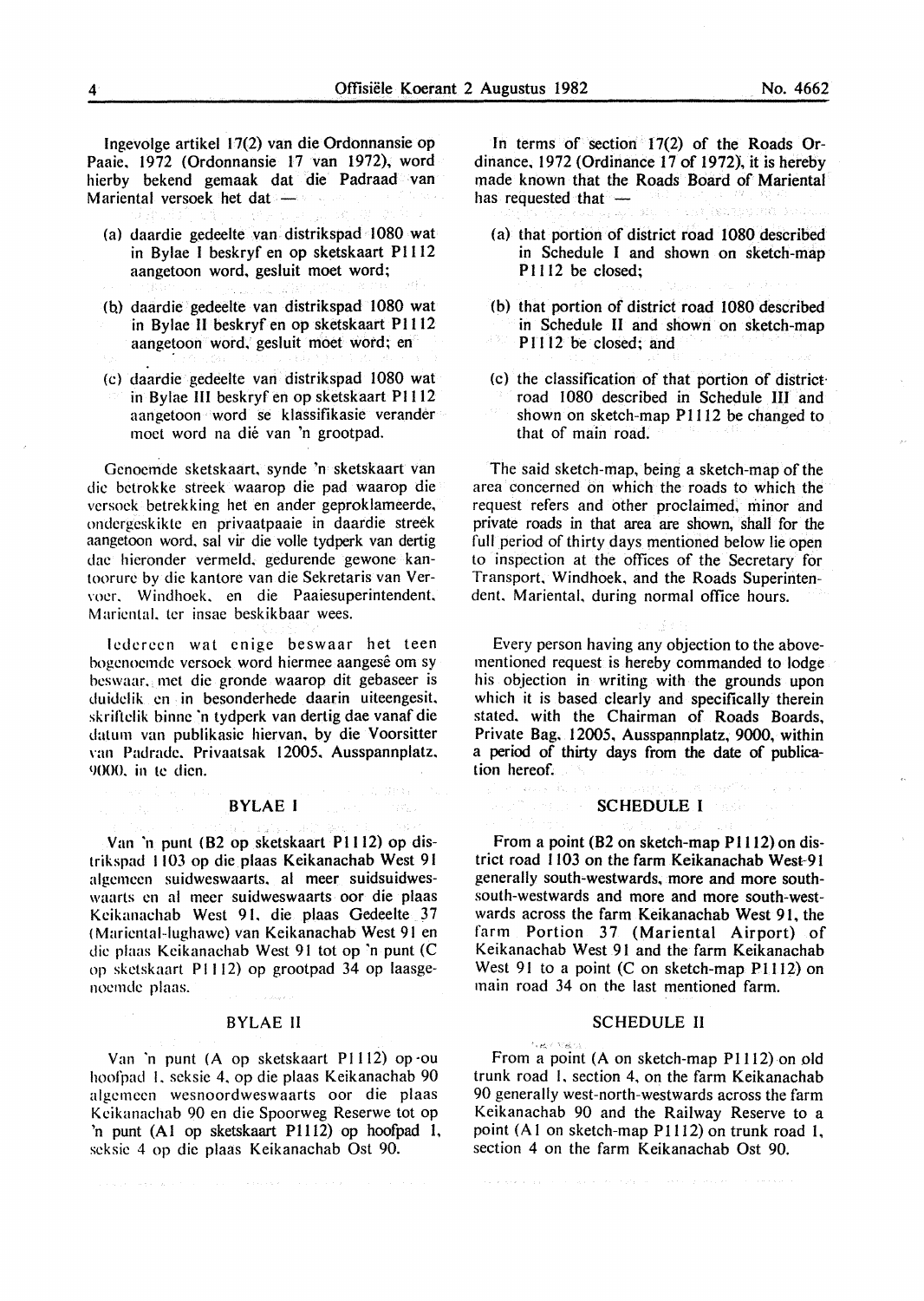Ingevolge artikel 17(2) van die Ordonnansie op Paaie, 1972 (Ordonnansie 17 van 1972), word hierby bekend gemaak dat die Padraad van Mariental versoek het dat —

(a) daardie gedeelte van distrikspad 1080 wat in Bylae I beskryf en op sketskaart P1112 aangetoon word, gesluit moet word;

(b) daardie gedeelte van distrikspad 1080 wat in Bylae II beskryf en op sketskaart P1112 aangetoon word, gesluit moet word; en

(c) daardie gedeelte van distrikspad 1080 wat in Bylae III beskryf en op sketskaart P1112 aangetoon word se klassifikasie verander moet word na dié van 'n grootpad.

Genoemde sketskaart, synde 'n sketskaart van die betrokke streek waarop die pad waarop die versoek betrekking het en ander geproklameerde, ondergeskikte en privaatpaaie in daardie streek aangetoon word, sal vir die volle tydperk van dertig dae hieronder vermeld, gedurende gewone kantoorure by die kantore van die Sekretaris van Vervoer, Windhoek, en die Paaiesuperintendent, Mariental, ter insae beskikbaar wees.

Iedereen wat enige beswaar het teen bogenoemde versoek word hiermee aangesê om sy beswaar, met die gronde waarop dit gebaseer is duidelik en in besonderhede daarin uiteengesit, skriftelik binne 'n tydperk van dertig dae vanaf die datum van publikasie hiervan, by die Voorsitter van Padrade, Privaatsak 12005, Ausspannplatz, 9000, in te dien.

## BYLAE I

Van 'n punt (B2 op sketskaart P1112) op distrikspad 1103 op die plaas Keikanachab West 91 algemeen suidweswaarts, al meer suidsuidweswaarts en al meer suidweswaarts oor die plaas Keikanachab West 91, die plaas Gedeelte 37 (Mariental-lughawe) van Keikanachab West 91 en die plaas Keikanachab West 91 tot op 'n punt (C op sketskaart P1112) op grootpad 34 op laasgenoemde plaas.

## BYLAE II

Van 'n punt (A op sketskaart P1112) op ou hoofpad 1, seksie 4, op die plaas Keikanachab 90 algemeen wesnoordweswaarts oor die plaas Keikanachab 90 en die Spoorweg Reserwe tot op 'n punt (A1 op sketskaart P1112) op hoofpad 1, seksie 4 op die plaas Keikanachab Ost 90.

In terms of section 17(2) of the Roads Ordinance, 1972 (Ordinance 17 of 1972), it is hereby made known that the Roads Board of Mariental has requested that —

(a) that portion of district road 1080 described in Schedule I and shown on sketch-map P1112 be closed;

(b) that portion of district road 1080 described in Schedule II and shown on sketch-map P1112 be closed; and

(c) the classification of that portion of district road 1080 described in Schedule III and shown on sketch-map P1112 be changed to that of main road.

The said sketch-map, being a sketch-map of the area concerned on which the roads to which the request refers and other proclaimed, minor and private roads in that area are shown, shall for the full period of thirty days mentioned below lie open to inspection at the offices of the Secretary for Transport, Windhoek, and the Roads Superintendent, Mariental, during normal office hours.

Every person having any objection to the abovementioned request is hereby commanded to lodge his objection in writing with the grounds upon which it is based clearly and specifically therein stated, with the Chairman of Roads Boards, Private Bag, 12005, Ausspannplatz, 9000, within a period of thirty days from the date of publication hereof.

## SCHEDULE I

From a point (B2 on sketch-map P1112) on district road 1103 on the farm Keikanachab West 91 generally south-westwards, more and more south-south-westwards and more and more south-westwards across the farm Keikanachab West 91, the farm Portion 37 (Mariental Airport) of Keikanachab West 91 and the farm Keikanachab West 91 to a point (C on sketch-map P1112) on main road 34 on the last mentioned farm.

## SCHEDULE II

From a point (A on sketch-map P1112) on old trunk road 1, section 4, on the farm Keikanachab 90 generally west-north-westwards across the farm Keikanachab 90 and the Railway Reserve to a point (A1 on sketch-map P1112) on trunk road 1, section 4 on the farm Keikanachab Ost 90.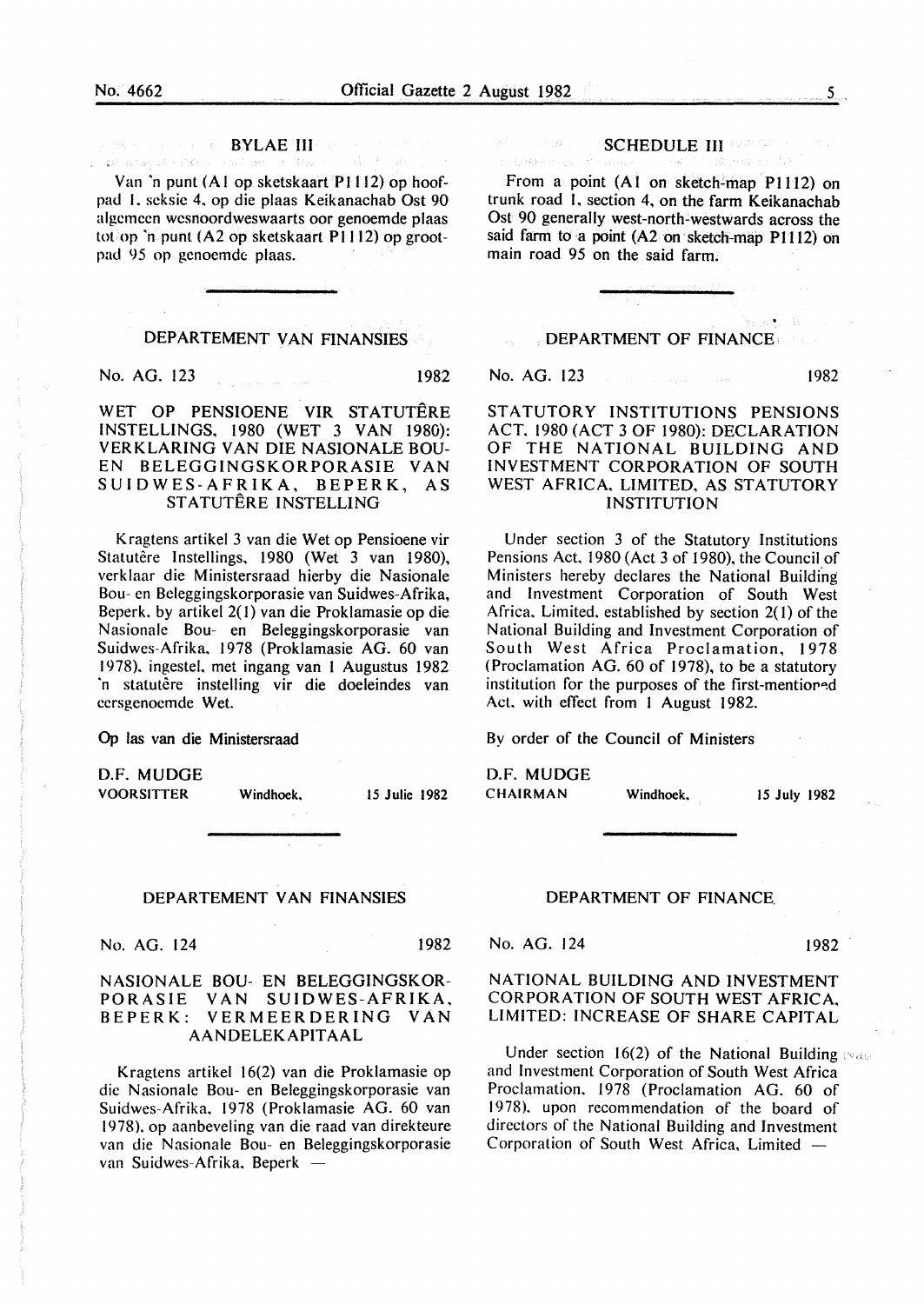## BYLAE III

Van 'n punt (A1 op sketskaart P1112) op hoofpad 1, seksie 4, op die plaas Keikanachab Ost 90 algemeen wesnoordweswaarts oor genoemde plaas tot op 'n punt (A2 op sketskaart P1112) op grootpad 95 op genoemde plaas.

## DEPARTEMENT VAN FINANSIES

No. AG. 123 1982

### WET OP PENSIOENE VIR STATUTÊRE INSTELLINGS, 1980 (WET 3 VAN 1980): VERKLARING VAN DIE NASIONALE BOU- EN BELEGGINGSKORPORASIE VAN SUIDWES-AFRIKA, BEPERK, AS STATUTÊRE INSTELLING

Kragtens artikel 3 van die Wet op Pensioene vir Statutêre Instellings, 1980 (Wet 3 van 1980), verklaar die Ministersraad hierby die Nasionale Bou- en Beleggingskorporasie van Suidwes-Afrika, Beperk, by artikel 2(1) van die Proklamasie op die Nasionale Bou- en Beleggingskorporasie van Suidwes-Afrika, 1978 (Proklamasie AG. 60 van 1978), ingestel, met ingang van 1 Augustus 1982 'n statutêre instelling vir die doeleindes van eersgenoemde Wet.

Op las van die Ministersraad

D.F. MUDGE
VOORSITTER Windhoek, 15 Julie 1982

## DEPARTEMENT VAN FINANSIES

No. AG. 124 1982

### NASIONALE BOU- EN BELEGGINGSKORPORASIE VAN SUIDWES-AFRIKA, BEPERK: VERMEERDERING VAN AANDELEKAPITAAL

Kragtens artikel 16(2) van die Proklamasie op die Nasionale Bou- en Beleggingskorporasie van Suidwes-Afrika, 1978 (Proklamasie AG. 60 van 1978), op aanbeveling van die raad van direkteure van die Nasionale Bou- en Beleggingskorporasie van Suidwes-Afrika, Beperk —

## SCHEDULE III

From a point (A1 on sketch-map P1112) on trunk road 1, section 4, on the farm Keikanachab Ost 90 generally west-north-westwards across the said farm to a point (A2 on sketch-map P1112) on main road 95 on the said farm.

## DEPARTMENT OF FINANCE

No. AG. 123 1982

### STATUTORY INSTITUTIONS PENSIONS ACT, 1980 (ACT 3 OF 1980): DECLARATION OF THE NATIONAL BUILDING AND INVESTMENT CORPORATION OF SOUTH WEST AFRICA, LIMITED, AS STATUTORY INSTITUTION

Under section 3 of the Statutory Institutions Pensions Act, 1980 (Act 3 of 1980), the Council of Ministers hereby declares the National Building and Investment Corporation of South West Africa, Limited, established by section 2(1) of the National Building and Investment Corporation of South West Africa Proclamation, 1978 (Proclamation AG. 60 of 1978), to be a statutory institution for the purposes of the first-mentioned Act, with effect from 1 August 1982.

By order of the Council of Ministers

D.F. MUDGE
CHAIRMAN Windhoek, 15 July 1982

## DEPARTMENT OF FINANCE

No. AG. 124 1982

### NATIONAL BUILDING AND INVESTMENT CORPORATION OF SOUTH WEST AFRICA, LIMITED: INCREASE OF SHARE CAPITAL

Under section 16(2) of the National Building and Investment Corporation of South West Africa Proclamation, 1978 (Proclamation AG. 60 of 1978), upon recommendation of the board of directors of the National Building and Investment Corporation of South West Africa, Limited —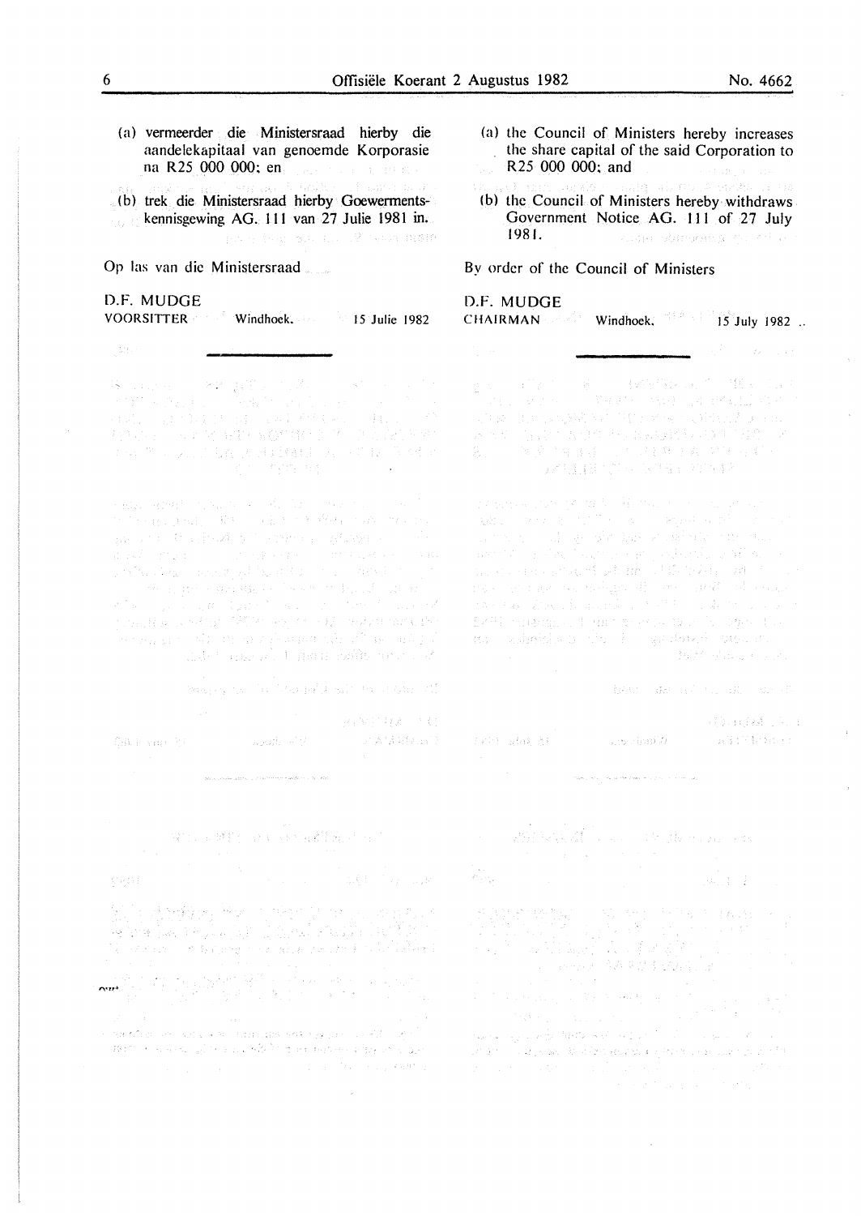(a) vermeerder die Ministersraad hierby die aandelekapitaal van genoemde Korporasie na R25 000 000; en

(b) trek die Ministersraad hierby Goewermentskennisgewing AG. 111 van 27 Julie 1981 in.

Op las van die Ministersraad

D.F. MUDGE
VOORSITTER Windhoek, 15 Julie 1982

---

(a) the Council of Ministers hereby increases the share capital of the said Corporation to R25 000 000; and

(b) the Council of Ministers hereby withdraws Government Notice AG. 111 of 27 July 1981.

By order of the Council of Ministers

D.F. MUDGE
CHAIRMAN Windhoek, 15 July 1982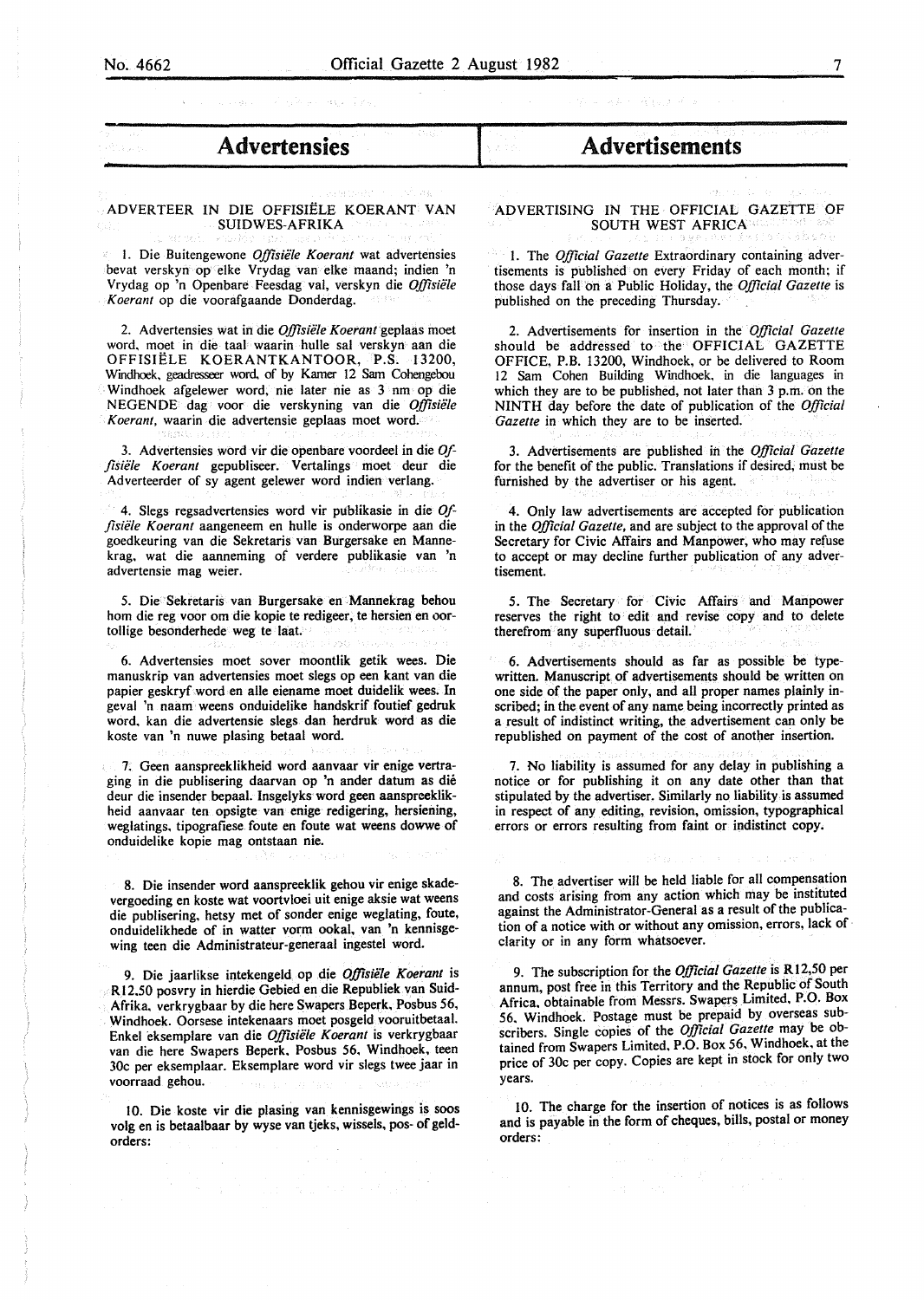# Advertensies

## ADVERTEER IN DIE OFFISIËLE KOERANT VAN SUIDWES-AFRIKA

1. Die Buitengewone *Offisiële Koerant* wat advertensies bevat verskyn op elke Vrydag van elke maand; indien 'n Vrydag op 'n Openbare Feesdag val, verskyn die *Offisiële Koerant* op die voorafgaande Donderdag.

2. Advertensies wat in die *Offisiële Koerant* geplaas moet word, moet in die taal waarin hulle sal verskyn aan die OFFISIËLE KOERANTKANTOOR, P.S. 13200, Windhoek, geadresseer word, of by Kamer 12 Sam Cohengebou Windhoek afgelewer word, nie later nie as 3 nm op die NEGENDE dag voor die verskyning van die *Offisiële Koerant*, waarin die advertensie geplaas moet word.

3. Advertensies word vir die openbare voordeel in die *Offisiële Koerant* gepubliseer. Vertalings moet deur die Adverteerder of sy agent gelewer word indien verlang.

4. Slegs regsadvertensies word vir publikasie in die *Offisiële Koerant* aangeneem en hulle is onderworpe aan die goedkeuring van die Sekretaris van Burgersake en Mannekrag, wat die aanneming of verdere publikasie van 'n advertensie mag weier.

5. Die Sekretaris van Burgersake en Mannekrag behou hom die reg voor om die kopie te redigeer, te hersien en oortollige besonderhede weg te laat.

6. Advertensies moet sover moontlik getik wees. Die manuskrip van advertensies moet slegs op een kant van die papier geskryf word en alle eiename moet duidelik wees. In geval 'n naam weens onduidelike handskrif foutief gedruk word, kan die advertensie slegs dan herdruk word as die koste van 'n nuwe plasing betaal word.

7. Geen aanspreeklikheid word aanvaar vir enige vertraging in die publisering daarvan op 'n ander datum as dié deur die insender bepaal. Insgelyks word geen aanspreeklikheid aanvaar ten opsigte van enige redigering, hersiening, weglatings, tipografiese foute en foute wat weens dowwe of onduidelike kopie mag ontstaan nie.

8. Die insender word aanspreeklik gehou vir enige skadevergoeding en koste wat voortvloei uit enige aksie wat weens die publisering, hetsy met of sonder enige weglating, foute, onduidelikhede of in watter vorm ookal, van 'n kennisgewing teen die Administrateur-generaal ingestel word.

9. Die jaarlikse intekengeld op die *Offisiële Koerant* is R12,50 posvry in hierdie Gebied en die Republiek van Suid-Afrika, verkrygbaar by die here Swapers Beperk, Posbus 56, Windhoek. Oorsese intekenaars moet posgeld vooruitbetaal. Enkel eksemplare van die *Offisiële Koerant* is verkrygbaar van die here Swapers Beperk, Posbus 56, Windhoek, teen 30c per eksemplaar. Eksemplare word vir slegs twee jaar in voorraad gehou.

10. Die koste vir die plasing van kennisgewings is soos volg en is betaalbaar by wyse van tjeks, wissels, pos- of geldorders:

# Advertisements

## ADVERTISING IN THE OFFICIAL GAZETTE OF SOUTH WEST AFRICA

1. The *Official Gazette* Extraordinary containing advertisements is published on every Friday of each month; if those days fall on a Public Holiday, the *Official Gazette* is published on the preceding Thursday.

2. Advertisements for insertion in the *Official Gazette* should be addressed to the OFFICIAL GAZETTE OFFICE, P.B. 13200, Windhoek, or be delivered to Room 12 Sam Cohen Building Windhoek, in die languages in which they are to be published, not later than 3 p.m. on the NINTH day before the date of publication of the *Official Gazette* in which they are to be inserted.

3. Advertisements are published in the *Official Gazette* for the benefit of the public. Translations if desired, must be furnished by the advertiser or his agent.

4. Only law advertisements are accepted for publication in the *Official Gazette*, and are subject to the approval of the Secretary for Civic Affairs and Manpower, who may refuse to accept or may decline further publication of any advertisement.

5. The Secretary for Civic Affairs and Manpower reserves the right to edit and revise copy and to delete therefrom any superfluous detail.

6. Advertisements should as far as possible be typewritten. Manuscript of advertisements should be written on one side of the paper only, and all proper names plainly inscribed; in the event of any name being incorrectly printed as a result of indistinct writing, the advertisement can only be republished on payment of the cost of another insertion.

7. No liability is assumed for any delay in publishing a notice or for publishing it on any date other than that stipulated by the advertiser. Similarly no liability is assumed in respect of any editing, revision, omission, typographical errors or errors resulting from faint or indistinct copy.

8. The advertiser will be held liable for all compensation and costs arising from any action which may be instituted against the Administrator-General as a result of the publication of a notice with or without any omission, errors, lack of clarity or in any form whatsoever.

9. The subscription for the *Official Gazette* is R12,50 per annum, post free in this Territory and the Republic of South Africa, obtainable from Messrs. Swapers Limited, P.O. Box 56, Windhoek. Postage must be prepaid by overseas subscribers. Single copies of the *Official Gazette* may be obtained from Swapers Limited, P.O. Box 56, Windhoek, at the price of 30c per copy. Copies are kept in stock for only two years.

10. The charge for the insertion of notices is as follows and is payable in the form of cheques, bills, postal or money orders: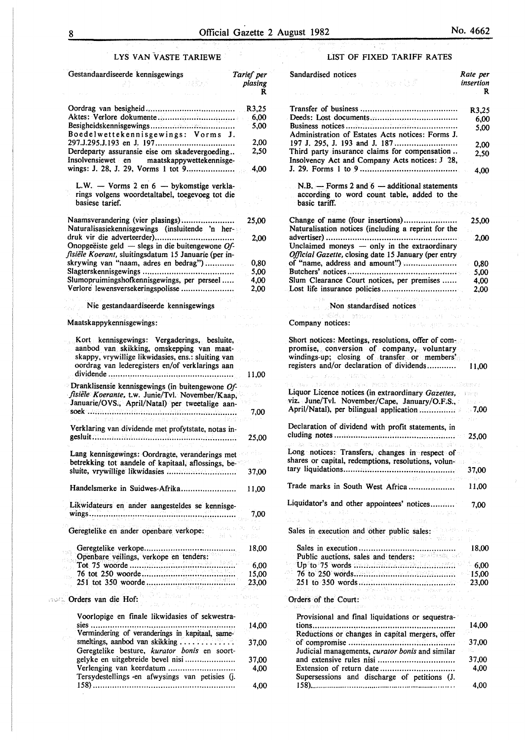## LYS VAN VASTE TARIEWE

| Gestandaardiseerde kennisgewings | *Tarief per plasing* R |
|---|---|
| Oordrag van besigheid | R3,25 |
| Aktes: Verlore dokumente | 6,00 |
| Besigheidskennisgewings | 5,00 |
| Boedelwettekennisgewings: Vorms J. 297.J.295.J.193 en J. 197 | 2,00 |
| Derdeparty assuransie eise om skadevergoeding | 2,50 |
| Insolvensiewet en maatskappywettekennisgewings: J. 28, J. 29, Vorms 1 tot 9 | 4,00 |

L.W. — Vorms 2 en 6 — bykomstige verklarings volgens woordetaltabel, toegevoeg tot die basiese tarief.

| | |
|---|---|
| Naamsverandering (vier plasings) | 25,00 |
| Naturalisasiekennisgewings (insluitende 'n herdruk vir die adverteerder) | 2,00 |
| Onopgeëiste geld — slegs in die buitengewone *Offisiële Koerant*, sluitingsdatum 15 Januarie (per inskrywing van "naam, adres en bedrag") | 0,80 |
| Slagterskennisgewings | 5,00 |
| Slumopruimingshofkennisgewings, per perseel | 4,00 |
| Verlore lewensversekeringspolisse | 2,00 |

### Nie gestandaardiseerde kennisgewings

Maatskappykennisgewings:

| | |
|---|---|
| Kort kennisgewings: Vergaderings, besluite, aanbod van skikking, omskepping van maatskappy, vrywillige likwidasies, ens.: sluiting van oordrag van lederegisters en/of verklarings aan dividende | 11,00 |
| Dranklisensie kennisgewings (in buitengewone *Offisiële Koerante*, t.w. Junie/Tvl. November/Kaap, Januarie/OVS., April/Natal) per tweetalige aansoek | 7,00 |
| Verklaring van dividende met profytstate, notas ingesluit | 25,00 |
| Lang kennisgewings: Oordragte, veranderings met betrekking tot aandele of kapitaal, aflossings, besluite, vrywillige likwidasies | 37,00 |
| Handelsmerke in Suidwes-Afrika | 11,00 |
| Likwidateurs en ander aangesteldes se kennisgewings | 7,00 |

Geregtelike en ander openbare verkope:

| | |
|---|---|
| Geregtelike verkope | 18,00 |
| Openbare veilings, verkope en tenders: | |
| Tot 75 woorde | 6,00 |
| 76 tot 250 woorde | 15,00 |
| 251 tot 350 woorde | 23,00 |

Orders van die Hof:

| | |
|---|---|
| Voorlopige en finale likwidasies of sekwestrasies | 14,00 |
| Vermindering of veranderings in kapitaal, samesmeltings, aanbod van skikking | 37,00 |
| Geregtelike besture, *kurator bonis* en soortgelyke en uitgebreide bevel nisi | 37,00 |
| Verlenging van keerdatum | 4,00 |
| Tersydestellings en afwysings van petisies (J. 158) | 4,00 |

## LIST OF FIXED TARIFF RATES

| Sandardised notices | *Rate per insertion* R |
|---|---|
| Transfer of business | R3,25 |
| Deeds: Lost documents | 6,00 |
| Business notices | 5,00 |
| Administration of Estates Acts notices: Forms J. 197 J. 295, J. 193 and J. 187 | 2,00 |
| Third party insurance claims for compensation | 2,50 |
| Insolvency Act and Company Acts notices: J 28, J. 29. Forms 1 to 9 | 4,00 |

N.B. — Forms 2 and 6 — additional statements according to word count table, added to the basic tariff.

| | |
|---|---|
| Change of name (four insertions) | 25,00 |
| Naturalisation notices (including a reprint for the advertiser) | 2,00 |
| Unclaimed moneys — only in the extraordinary *Official Gazette*, closing date 15 January (per entry of "name, address and amount") | 0,80 |
| Butchers' notices | 5,00 |
| Slum Clearance Court notices, per premises | 4,00 |
| Lost life insurance policies | 2,00 |

### Non standardised notices

Company notices:

| | |
|---|---|
| Short notices: Meetings, resolutions, offer of compromise, conversion of company, voluntary windings-up; closing of transfer or members' registers and/or declaration of dividends | 11,00 |
| Liquor Licence notices (in extraordinary *Gazettes*, viz. June/Tvl. November/Cape, January/O.F.S., April/Natal), per bilingual application | 7,00 |
| Declaration of dividend with profit statements, in cluding notes | 25,00 |
| Long notices: Transfers, changes in respect of shares or capital, redemptions, resolutions, voluntary liquidations | 37,00 |
| Trade marks in South West Africa | 11,00 |
| Liquidator's and other appointees' notices | 7,00 |

Sales in execution and other public sales:

| | |
|---|---|
| Sales in execution | 18,00 |
| Public auctions, sales and tenders: | |
| Up to 75 words | 6,00 |
| 76 to 250 words | 15,00 |
| 251 to 350 words | 23,00 |

Orders of the Court:

| | |
|---|---|
| Provisional and final liquidations or sequestrations | 14,00 |
| Reductions or changes in capital mergers, offer of compromise | 37,00 |
| Judicial managements, *curator bonis* and similar and extensive rules nisi | 37,00 |
| Extension of return date | 4,00 |
| Supersessions and discharge of petitions (J. 158) | 4,00 |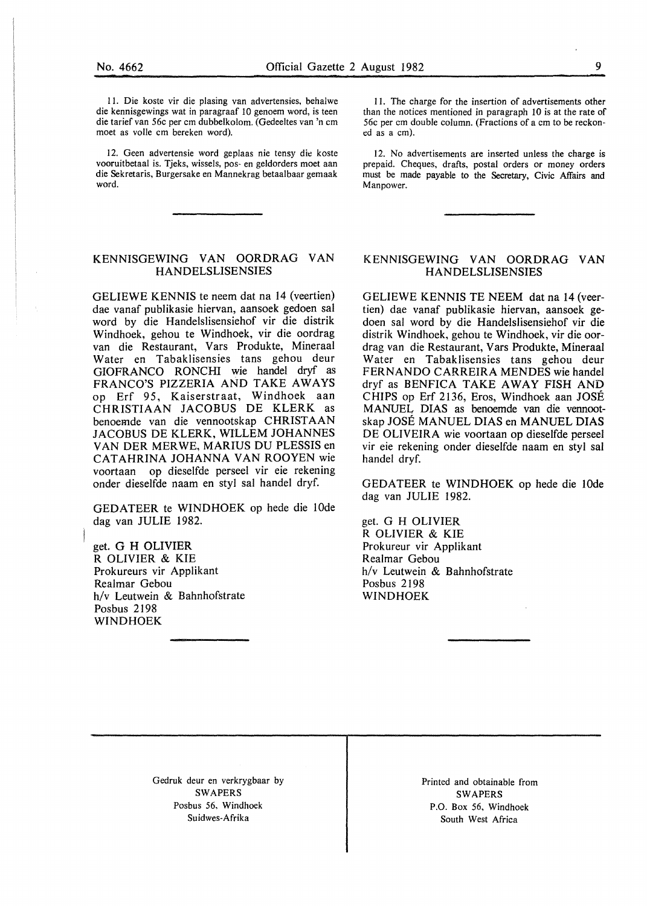11. Die koste vir die plasing van advertensies, behalwe die kennisgewings wat in paragraaf 10 genoem word, is teen die tarief van 56c per cm dubbelkolom. (Gedeeltes van 'n cm moet as volle cm bereken word).

12. Geen advertensie word geplaas nie tensy die koste vooruitbetaal is. Tjeks, wissels, pos- en geldorders moet aan die Sekretaris, Burgersake en Mannekrag betaalbaar gemaak word.

11. The charge for the insertion of advertisements other than the notices mentioned in paragraph 10 is at the rate of 56c per cm double column. (Fractions of a cm to be reckoned as a cm).

12. No advertisements are inserted unless the charge is prepaid. Cheques, drafts, postal orders or money orders must be made payable to the Secretary, Civic Affairs and Manpower.

## KENNISGEWING VAN OORDRAG VAN HANDELSLISENSIES

GELIEWE KENNIS te neem dat na 14 (veertien) dae vanaf publikasie hiervan, aansoek gedoen sal word by die Handelslisensiehof vir die distrik Windhoek, gehou te Windhoek, vir die oordrag van die Restaurant, Vars Produkte, Mineraal Water en Tabaklisensies tans gehou deur GIOFRANCO RONCHI wie handel dryf as FRANCO'S PIZZERIA AND TAKE AWAYS op Erf 95, Kaiserstraat, Windhoek aan CHRISTIAAN JACOBUS DE KLERK as benoemde van die vennootskap CHRISTAAN JACOBUS DE KLERK, WILLEM JOHANNES VAN DER MERWE, MARIUS DU PLESSIS en CATAHRINA JOHANNA VAN ROOYEN wie voortaan op dieselfde perseel vir eie rekening onder dieselfde naam en styl sal handel dryf.

GEDATEER te WINDHOEK op hede die 10de dag van JULIE 1982.

get. G H OLIVIER
R OLIVIER & KIE
Prokureurs vir Applikant
Realmar Gebou
h/v Leutwein & Bahnhofstrate
Posbus 2198
WINDHOEK

## KENNISGEWING VAN OORDRAG VAN HANDELSLISENSIES

GELIEWE KENNIS TE NEEM dat na 14 (veertien) dae vanaf publikasie hiervan, aansoek gedoen sal word by die Handelslisensiehof vir die distrik Windhoek, gehou te Windhoek, vir die oordrag van die Restaurant, Vars Produkte, Mineraal Water en Tabaklisensies tans gehou deur FERNANDO CARREIRA MENDES wie handel dryf as BENFICA TAKE AWAY FISH AND CHIPS op Erf 2136, Eros, Windhoek aan JOSÉ MANUEL DIAS as benoemde van die vennootskap JOSÉ MANUEL DIAS en MANUEL DIAS DE OLIVEIRA wie voortaan op dieselfde perseel vir eie rekening onder dieselfde naam en styl sal handel dryf.

GEDATEER te WINDHOEK op hede die 10de dag van JULIE 1982.

get. G H OLIVIER
R OLIVIER & KIE
Prokureur vir Applikant
Realmar Gebou
h/v Leutwein & Bahnhofstrate
Posbus 2198
WINDHOEK

Gedruk deur en verkrygbaar by
SWAPERS
Posbus 56, Windhoek
Suidwes-Afrika

Printed and obtainable from
SWAPERS
P.O. Box 56, Windhoek
South West Africa